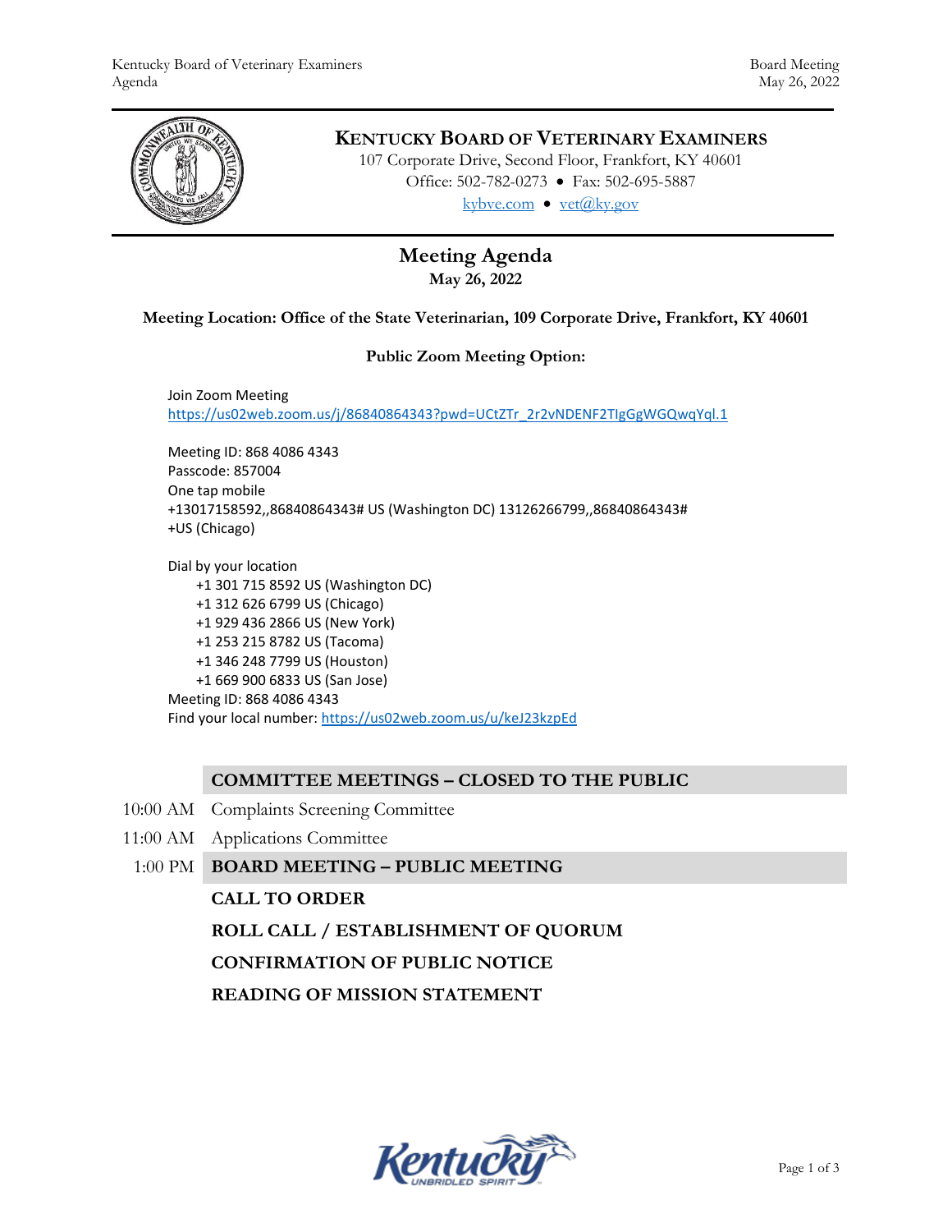# KENTUCKY BOARD OF VETERINARY EXAMINERS

107 Corporate Drive, Second Floor, Frankfort, KY 40601
Office: 502-782-0273 • Fax: 502-695-5887
kybve.com • vet@ky.gov

## Meeting Agenda

**May 26, 2022**

**Meeting Location: Office of the State Veterinarian, 109 Corporate Drive, Frankfort, KY 40601**

**Public Zoom Meeting Option:**

Join Zoom Meeting
https://us02web.zoom.us/j/86840864343?pwd=UCtZTr_2r2vNDENF2TlgGgWGQwqYql.1

Meeting ID: 868 4086 4343
Passcode: 857004
One tap mobile
+13017158592,,86840864343# US (Washington DC) 13126266799,,86840864343#
+US (Chicago)

Dial by your location
- +1 301 715 8592 US (Washington DC)
- +1 312 626 6799 US (Chicago)
- +1 929 436 2866 US (New York)
- +1 253 215 8782 US (Tacoma)
- +1 346 248 7799 US (Houston)
- +1 669 900 6833 US (San Jose)

Meeting ID: 868 4086 4343
Find your local number: https://us02web.zoom.us/u/keJ23kzpEd

**COMMITTEE MEETINGS – CLOSED TO THE PUBLIC**

10:00 AM Complaints Screening Committee

11:00 AM Applications Committee

1:00 PM **BOARD MEETING – PUBLIC MEETING**

**CALL TO ORDER**

**ROLL CALL / ESTABLISHMENT OF QUORUM**

**CONFIRMATION OF PUBLIC NOTICE**

**READING OF MISSION STATEMENT**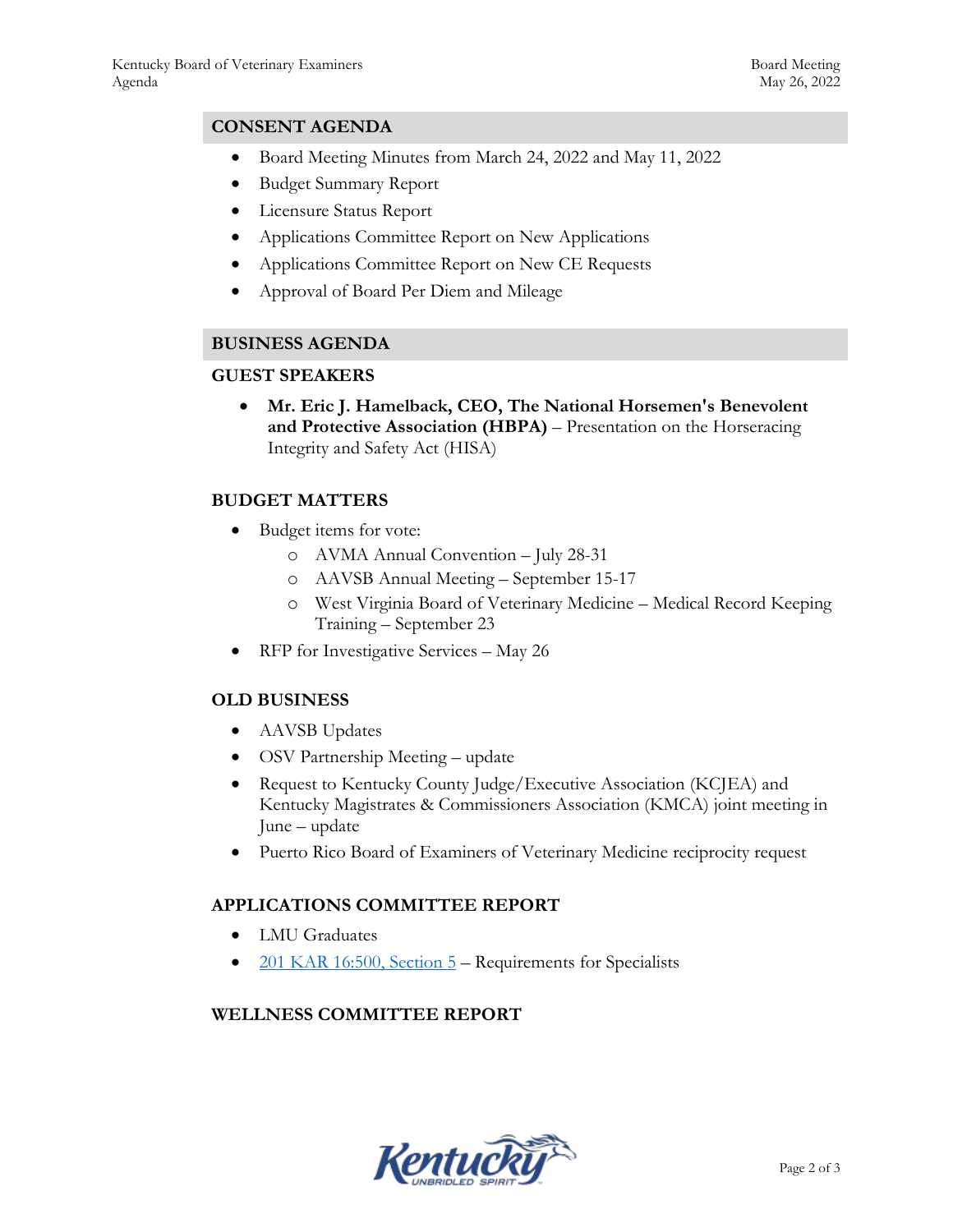## CONSENT AGENDA

- Board Meeting Minutes from March 24, 2022 and May 11, 2022
- Budget Summary Report
- Licensure Status Report
- Applications Committee Report on New Applications
- Applications Committee Report on New CE Requests
- Approval of Board Per Diem and Mileage

## BUSINESS AGENDA

### GUEST SPEAKERS

- **Mr. Eric J. Hamelback, CEO, The National Horsemen's Benevolent and Protective Association (HBPA)** – Presentation on the Horseracing Integrity and Safety Act (HISA)

### BUDGET MATTERS

- Budget items for vote:
  - AVMA Annual Convention – July 28-31
  - AAVSB Annual Meeting – September 15-17
  - West Virginia Board of Veterinary Medicine – Medical Record Keeping Training – September 23
- RFP for Investigative Services – May 26

### OLD BUSINESS

- AAVSB Updates
- OSV Partnership Meeting – update
- Request to Kentucky County Judge/Executive Association (KCJEA) and Kentucky Magistrates & Commissioners Association (KMCA) joint meeting in June – update
- Puerto Rico Board of Examiners of Veterinary Medicine reciprocity request

### APPLICATIONS COMMITTEE REPORT

- LMU Graduates
- 201 KAR 16:500, Section 5 – Requirements for Specialists

### WELLNESS COMMITTEE REPORT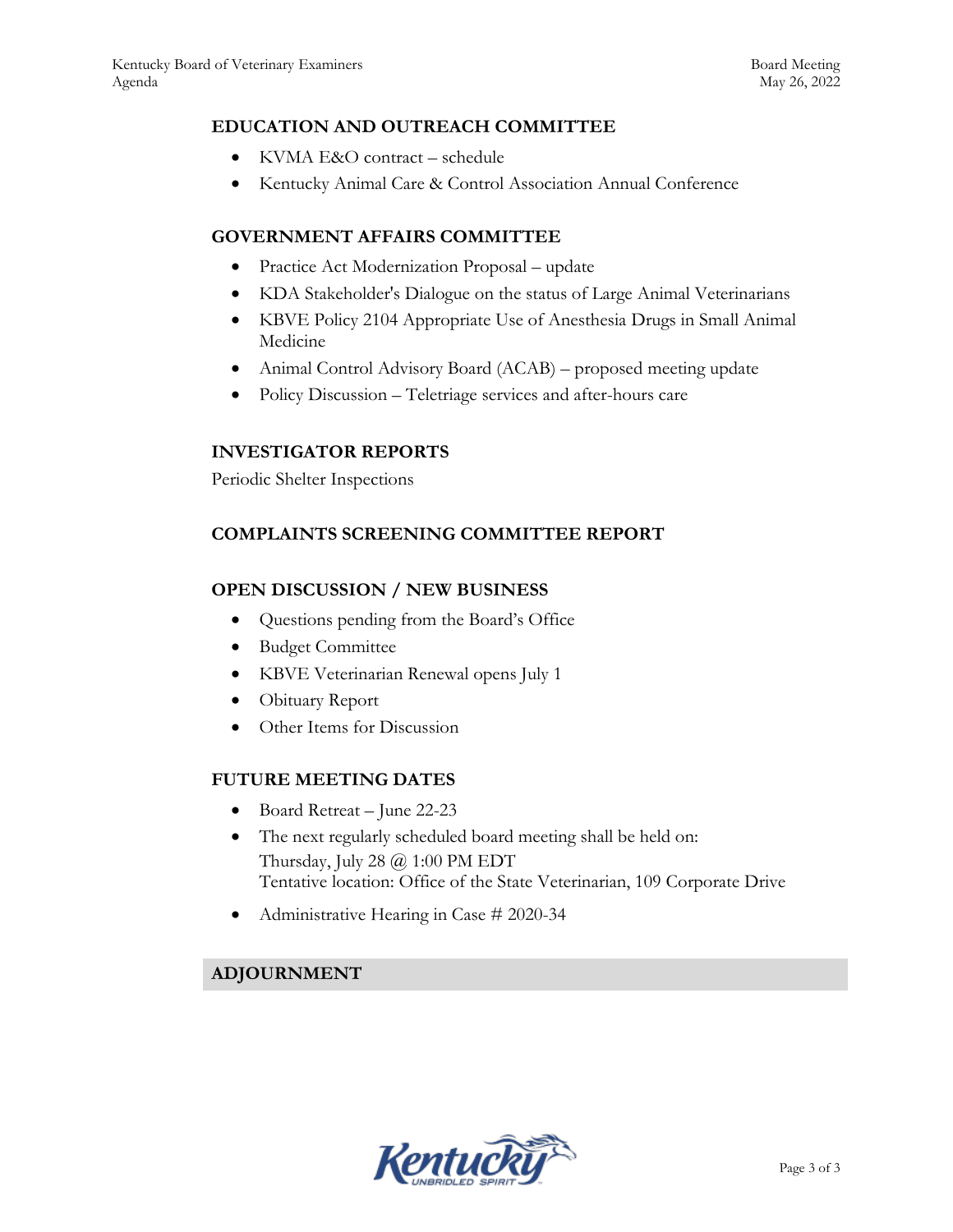## EDUCATION AND OUTREACH COMMITTEE

- KVMA E&O contract – schedule
- Kentucky Animal Care & Control Association Annual Conference

## GOVERNMENT AFFAIRS COMMITTEE

- Practice Act Modernization Proposal – update
- KDA Stakeholder's Dialogue on the status of Large Animal Veterinarians
- KBVE Policy 2104 Appropriate Use of Anesthesia Drugs in Small Animal Medicine
- Animal Control Advisory Board (ACAB) – proposed meeting update
- Policy Discussion – Teletriage services and after-hours care

## INVESTIGATOR REPORTS

Periodic Shelter Inspections

## COMPLAINTS SCREENING COMMITTEE REPORT

## OPEN DISCUSSION / NEW BUSINESS

- Questions pending from the Board's Office
- Budget Committee
- KBVE Veterinarian Renewal opens July 1
- Obituary Report
- Other Items for Discussion

## FUTURE MEETING DATES

- Board Retreat – June 22-23
- The next regularly scheduled board meeting shall be held on:
  Thursday, July 28 @ 1:00 PM EDT
  Tentative location: Office of the State Veterinarian, 109 Corporate Drive
- Administrative Hearing in Case # 2020-34

## ADJOURNMENT